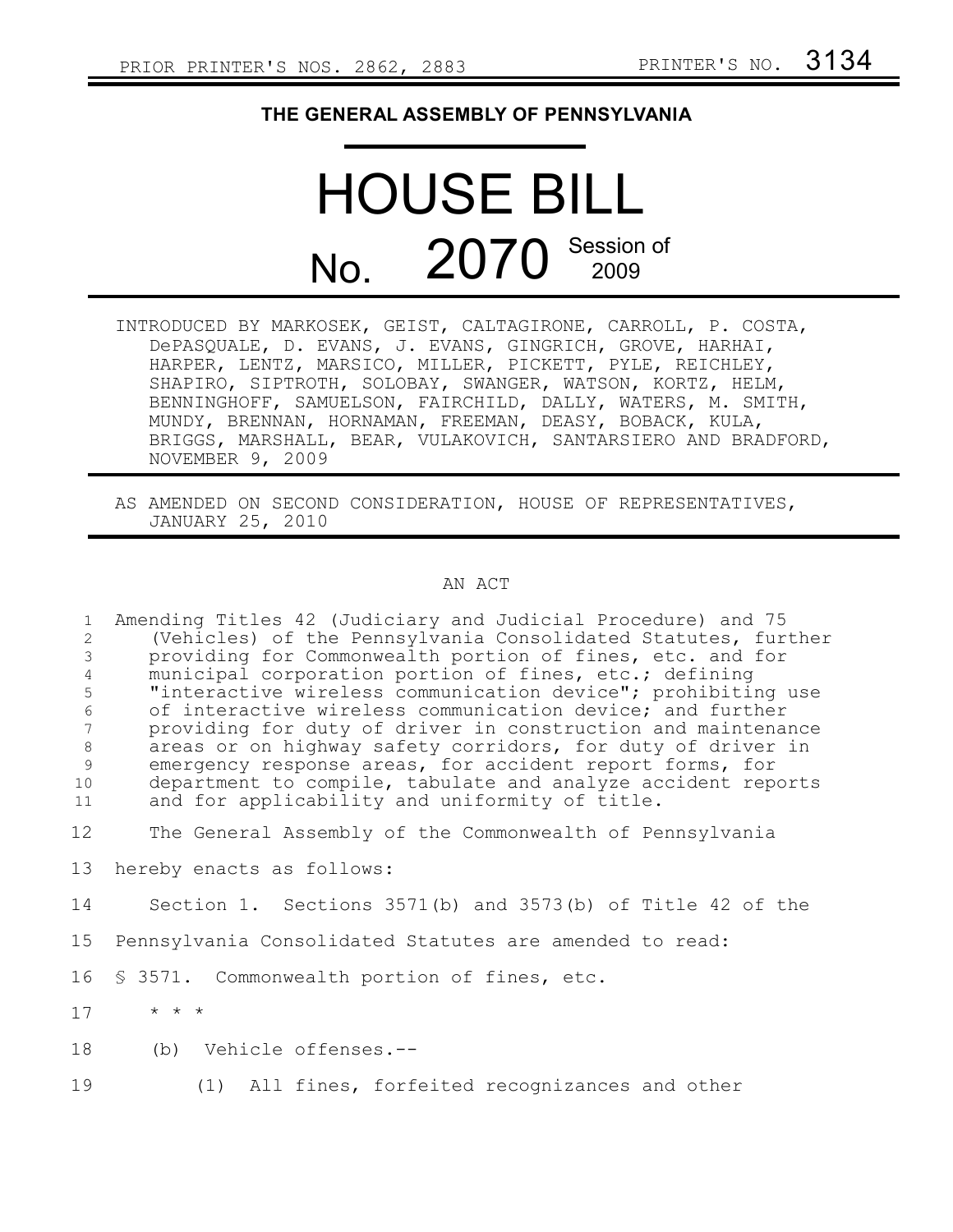PRIOR PRINTER'S NOS. 2862, 2883 PRINTER'S NO. 3134

# THE GENERAL ASSEMBLY OF PENNSYLVANIA

# HOUSE BILL No. 2070 Session of 2009

INTRODUCED BY MARKOSEK, GEIST, CALTAGIRONE, CARROLL, P. COSTA, DePASQUALE, D. EVANS, J. EVANS, GINGRICH, GROVE, HARHAI, HARPER, LENTZ, MARSICO, MILLER, PICKETT, PYLE, REICHLEY, SHAPIRO, SIPTROTH, SOLOBAY, SWANGER, WATSON, KORTZ, HELM, BENNINGHOFF, SAMUELSON, FAIRCHILD, DALLY, WATERS, M. SMITH, MUNDY, BRENNAN, HORNAMAN, FREEMAN, DEASY, BOBACK, KULA, BRIGGS, MARSHALL, BEAR, VULAKOVICH, SANTARSIERO AND BRADFORD, NOVEMBER 9, 2009

AS AMENDED ON SECOND CONSIDERATION, HOUSE OF REPRESENTATIVES, JANUARY 25, 2010

AN ACT

1 Amending Titles 42 (Judiciary and Judicial Procedure) and 75
2 (Vehicles) of the Pennsylvania Consolidated Statutes, further
3 providing for Commonwealth portion of fines, etc. and for
4 municipal corporation portion of fines, etc.; defining
5 "interactive wireless communication device"; prohibiting use
6 of interactive wireless communication device; and further
7 providing for duty of driver in construction and maintenance
8 areas or on highway safety corridors, for duty of driver in
9 emergency response areas, for accident report forms, for
10 department to compile, tabulate and analyze accident reports
11 and for applicability and uniformity of title.

12 The General Assembly of the Commonwealth of Pennsylvania
13 hereby enacts as follows:

14 Section 1. Sections 3571(b) and 3573(b) of Title 42 of the
15 Pennsylvania Consolidated Statutes are amended to read:

16 § 3571. Commonwealth portion of fines, etc.

17 * * *

18 (b) Vehicle offenses.--

19 (1) All fines, forfeited recognizances and other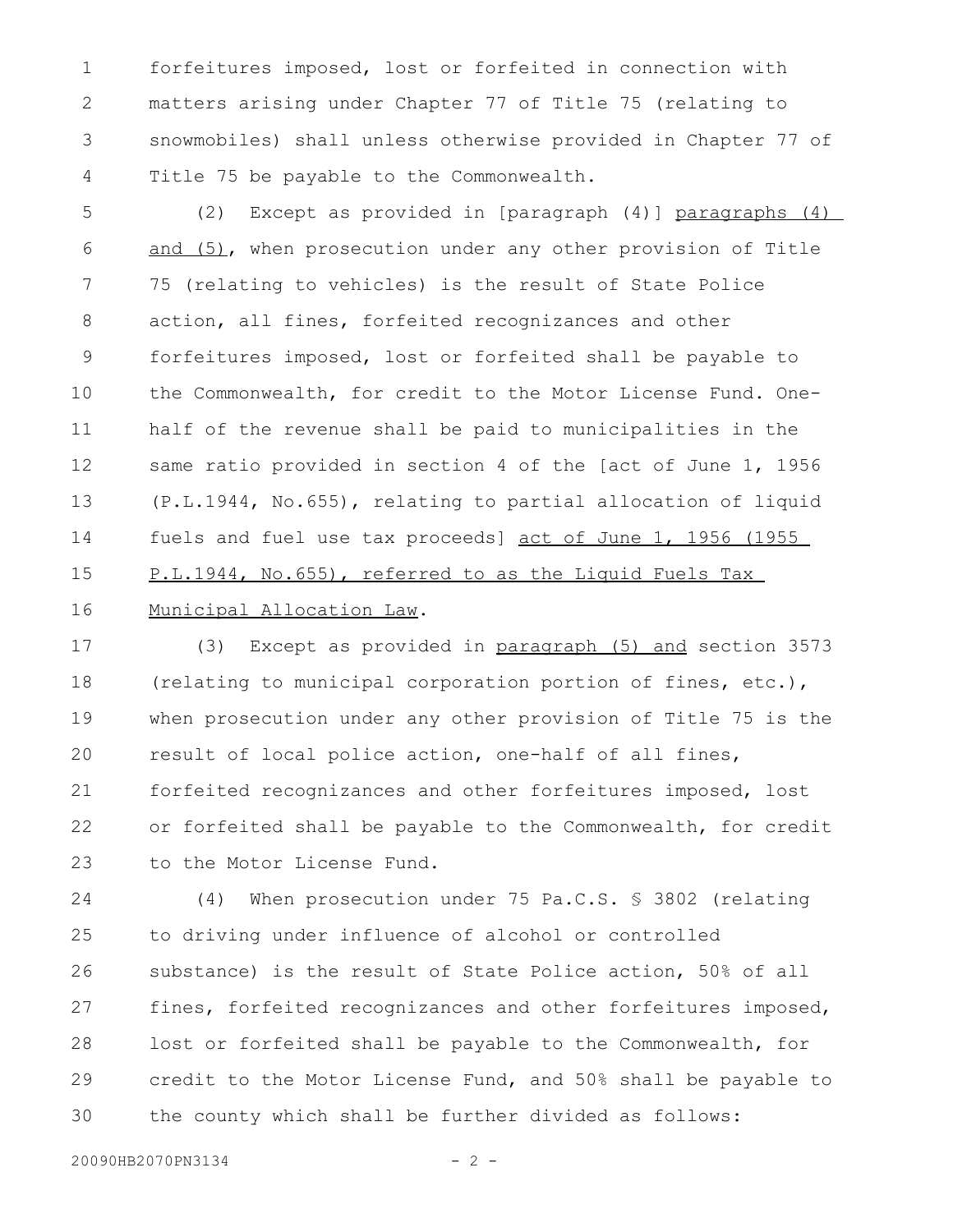forfeitures imposed, lost or forfeited in connection with matters arising under Chapter 77 of Title 75 (relating to snowmobiles) shall unless otherwise provided in Chapter 77 of Title 75 be payable to the Commonwealth.

(2) Except as provided in [paragraph (4)] paragraphs (4) and (5), when prosecution under any other provision of Title 75 (relating to vehicles) is the result of State Police action, all fines, forfeited recognizances and other forfeitures imposed, lost or forfeited shall be payable to the Commonwealth, for credit to the Motor License Fund. One-half of the revenue shall be paid to municipalities in the same ratio provided in section 4 of the [act of June 1, 1956 (P.L.1944, No.655), relating to partial allocation of liquid fuels and fuel use tax proceeds] act of June 1, 1956 (1955 P.L.1944, No.655), referred to as the Liquid Fuels Tax Municipal Allocation Law.

(3) Except as provided in paragraph (5) and section 3573 (relating to municipal corporation portion of fines, etc.), when prosecution under any other provision of Title 75 is the result of local police action, one-half of all fines, forfeited recognizances and other forfeitures imposed, lost or forfeited shall be payable to the Commonwealth, for credit to the Motor License Fund.

(4) When prosecution under 75 Pa.C.S. § 3802 (relating to driving under influence of alcohol or controlled substance) is the result of State Police action, 50% of all fines, forfeited recognizances and other forfeitures imposed, lost or forfeited shall be payable to the Commonwealth, for credit to the Motor License Fund, and 50% shall be payable to the county which shall be further divided as follows: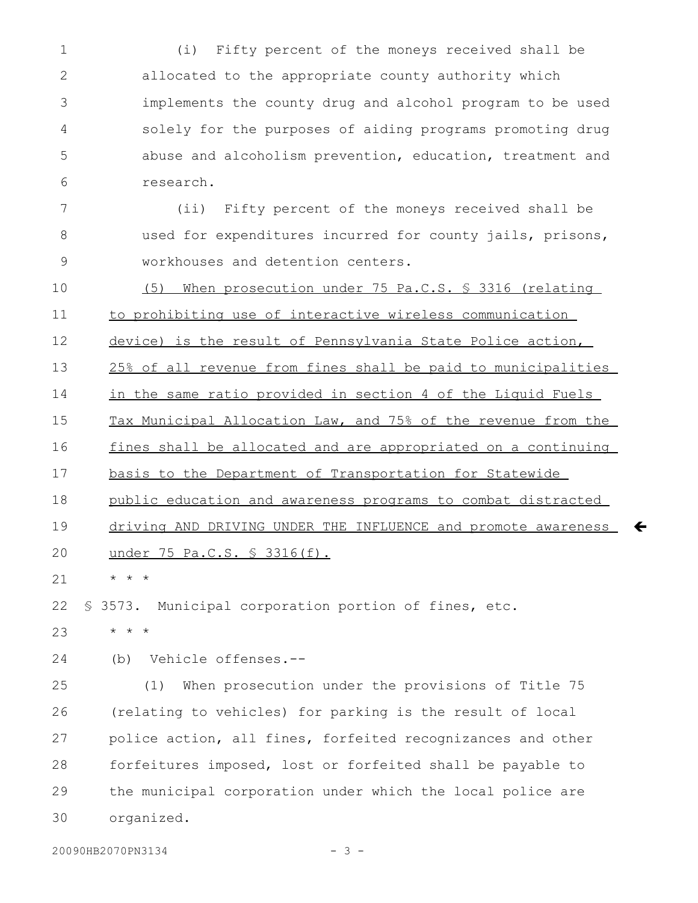(i) Fifty percent of the moneys received shall be allocated to the appropriate county authority which implements the county drug and alcohol program to be used solely for the purposes of aiding programs promoting drug abuse and alcoholism prevention, education, treatment and research.

(ii) Fifty percent of the moneys received shall be used for expenditures incurred for county jails, prisons, workhouses and detention centers.

(5) When prosecution under 75 Pa.C.S. § 3316 (relating to prohibiting use of interactive wireless communication device) is the result of Pennsylvania State Police action, 25% of all revenue from fines shall be paid to municipalities in the same ratio provided in section 4 of the Liquid Fuels Tax Municipal Allocation Law, and 75% of the revenue from the fines shall be allocated and are appropriated on a continuing basis to the Department of Transportation for Statewide public education and awareness programs to combat distracted driving AND DRIVING UNDER THE INFLUENCE and promote awareness under 75 Pa.C.S. § 3316(f).

* * *

§ 3573. Municipal corporation portion of fines, etc.

* * *

(b) Vehicle offenses.--

(1) When prosecution under the provisions of Title 75 (relating to vehicles) for parking is the result of local police action, all fines, forfeited recognizances and other forfeitures imposed, lost or forfeited shall be payable to the municipal corporation under which the local police are organized.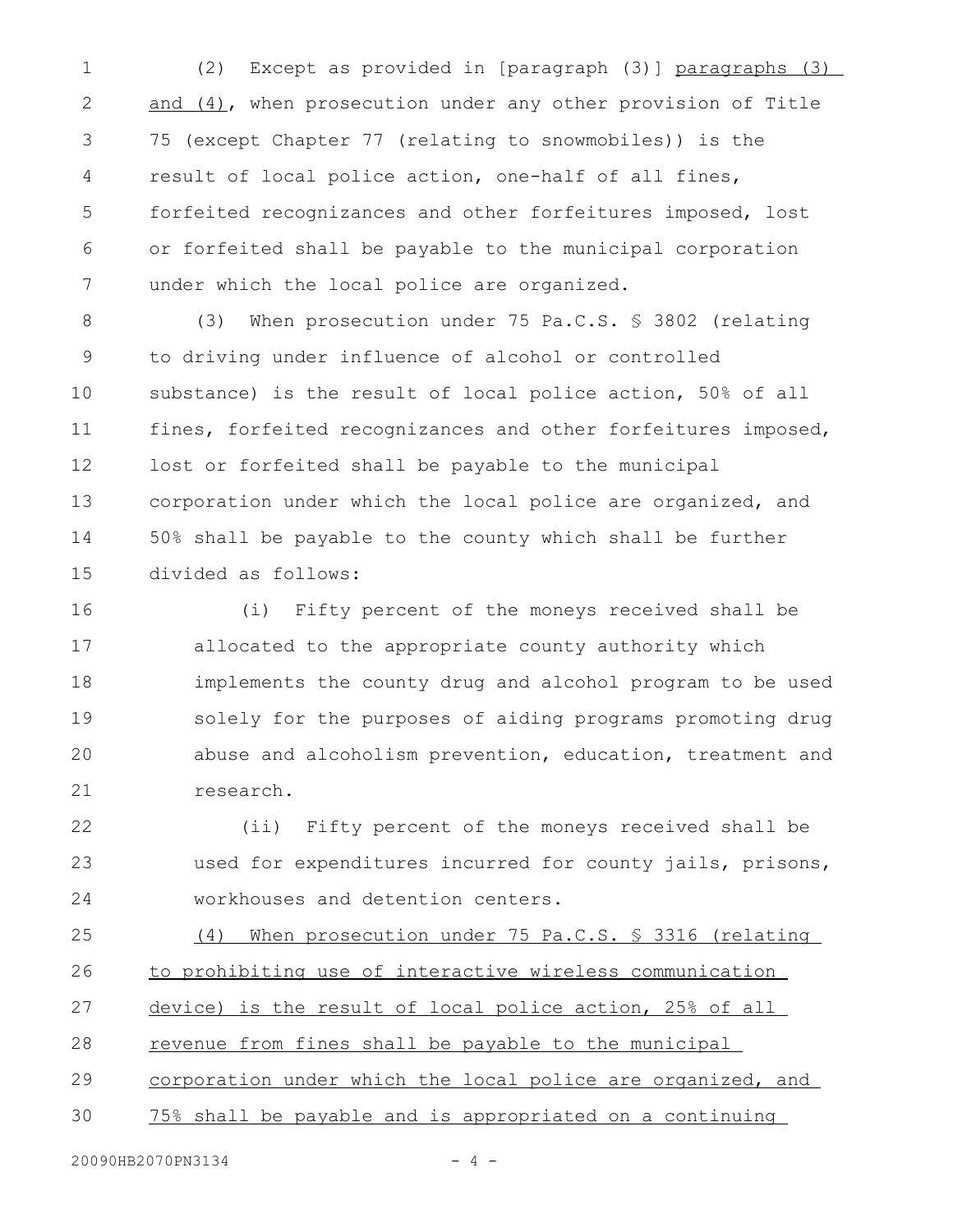(2) Except as provided in [paragraph (3)] <u>paragraphs (3) and (4)</u>, when prosecution under any other provision of Title 75 (except Chapter 77 (relating to snowmobiles)) is the result of local police action, one-half of all fines, forfeited recognizances and other forfeitures imposed, lost or forfeited shall be payable to the municipal corporation under which the local police are organized.

(3) When prosecution under 75 Pa.C.S. § 3802 (relating to driving under influence of alcohol or controlled substance) is the result of local police action, 50% of all fines, forfeited recognizances and other forfeitures imposed, lost or forfeited shall be payable to the municipal corporation under which the local police are organized, and 50% shall be payable to the county which shall be further divided as follows:

(i) Fifty percent of the moneys received shall be allocated to the appropriate county authority which implements the county drug and alcohol program to be used solely for the purposes of aiding programs promoting drug abuse and alcoholism prevention, education, treatment and research.

(ii) Fifty percent of the moneys received shall be used for expenditures incurred for county jails, prisons, workhouses and detention centers.

<u>(4) When prosecution under 75 Pa.C.S. § 3316 (relating to prohibiting use of interactive wireless communication device) is the result of local police action, 25% of all revenue from fines shall be payable to the municipal corporation under which the local police are organized, and 75% shall be payable and is appropriated on a continuing</u>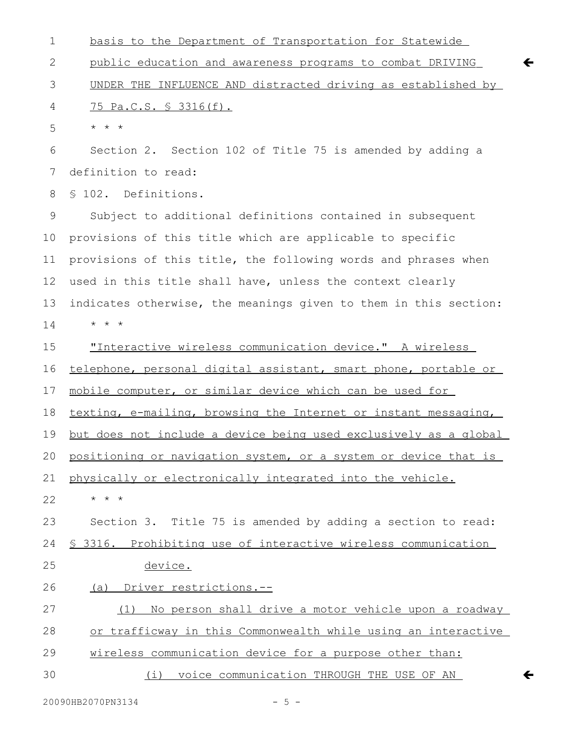basis to the Department of Transportation for Statewide public education and awareness programs to combat DRIVING UNDER THE INFLUENCE AND distracted driving as established by 75 Pa.C.S. § 3316(f).

* * *

Section 2. Section 102 of Title 75 is amended by adding a definition to read:

§ 102. Definitions.

Subject to additional definitions contained in subsequent provisions of this title which are applicable to specific provisions of this title, the following words and phrases when used in this title shall have, unless the context clearly indicates otherwise, the meanings given to them in this section:

* * *

"Interactive wireless communication device." A wireless telephone, personal digital assistant, smart phone, portable or mobile computer, or similar device which can be used for texting, e-mailing, browsing the Internet or instant messaging, but does not include a device being used exclusively as a global positioning or navigation system, or a system or device that is physically or electronically integrated into the vehicle.

* * *

Section 3. Title 75 is amended by adding a section to read:

§ 3316. Prohibiting use of interactive wireless communication device.

(a) Driver restrictions.--

(1) No person shall drive a motor vehicle upon a roadway or trafficway in this Commonwealth while using an interactive wireless communication device for a purpose other than:

(i) voice communication THROUGH THE USE OF AN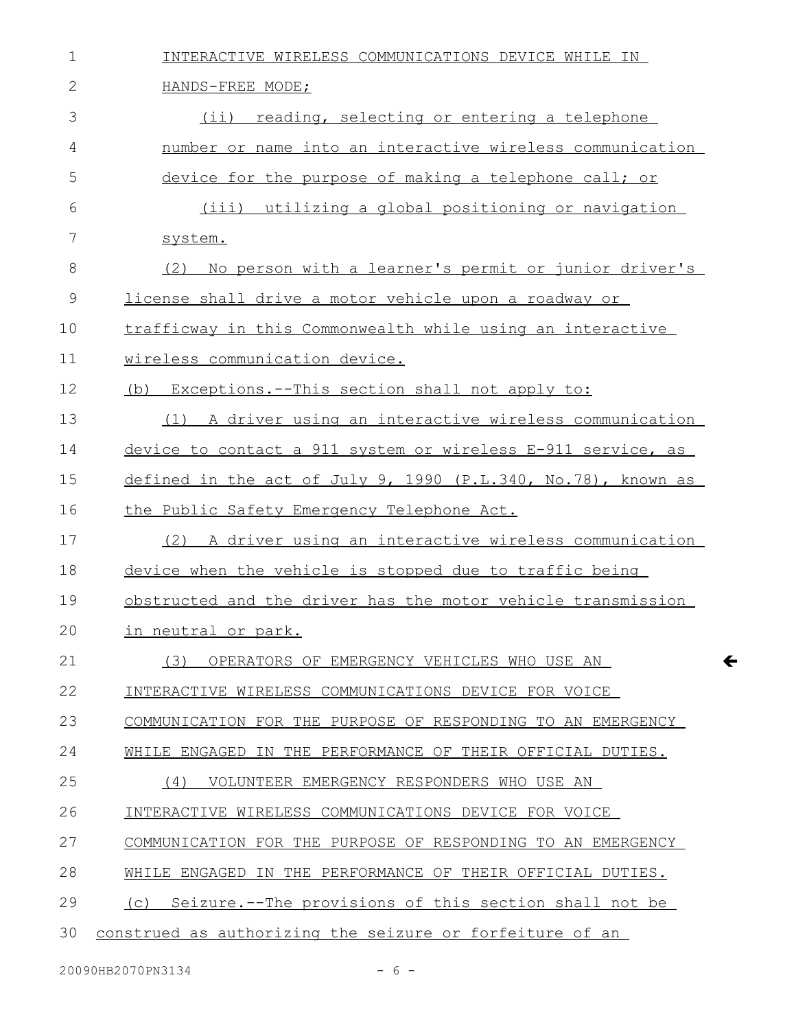INTERACTIVE WIRELESS COMMUNICATIONS DEVICE WHILE IN HANDS-FREE MODE;

(ii) reading, selecting or entering a telephone number or name into an interactive wireless communication device for the purpose of making a telephone call; or

(iii) utilizing a global positioning or navigation system.

(2) No person with a learner's permit or junior driver's license shall drive a motor vehicle upon a roadway or trafficway in this Commonwealth while using an interactive wireless communication device.

(b) Exceptions.--This section shall not apply to:

(1) A driver using an interactive wireless communication device to contact a 911 system or wireless E-911 service, as defined in the act of July 9, 1990 (P.L.340, No.78), known as the Public Safety Emergency Telephone Act.

(2) A driver using an interactive wireless communication device when the vehicle is stopped due to traffic being obstructed and the driver has the motor vehicle transmission in neutral or park.

(3) OPERATORS OF EMERGENCY VEHICLES WHO USE AN INTERACTIVE WIRELESS COMMUNICATIONS DEVICE FOR VOICE COMMUNICATION FOR THE PURPOSE OF RESPONDING TO AN EMERGENCY WHILE ENGAGED IN THE PERFORMANCE OF THEIR OFFICIAL DUTIES.

(4) VOLUNTEER EMERGENCY RESPONDERS WHO USE AN INTERACTIVE WIRELESS COMMUNICATIONS DEVICE FOR VOICE COMMUNICATION FOR THE PURPOSE OF RESPONDING TO AN EMERGENCY WHILE ENGAGED IN THE PERFORMANCE OF THEIR OFFICIAL DUTIES.

(c) Seizure.--The provisions of this section shall not be construed as authorizing the seizure or forfeiture of an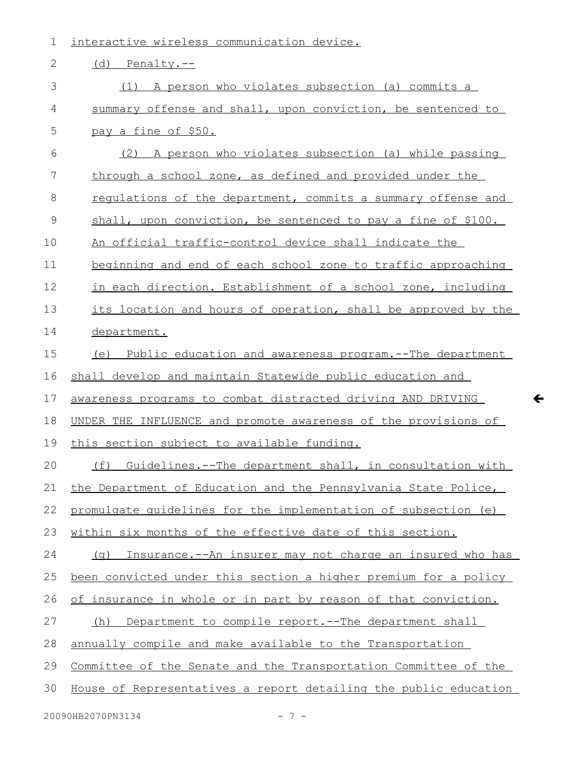interactive wireless communication device.

(d) Penalty.--

(1) A person who violates subsection (a) commits a summary offense and shall, upon conviction, be sentenced to pay a fine of $50.

(2) A person who violates subsection (a) while passing through a school zone, as defined and provided under the regulations of the department, commits a summary offense and shall, upon conviction, be sentenced to pay a fine of $100. An official traffic-control device shall indicate the beginning and end of each school zone to traffic approaching in each direction. Establishment of a school zone, including its location and hours of operation, shall be approved by the department.

(e) Public education and awareness program.--The department shall develop and maintain Statewide public education and awareness programs to combat distracted driving AND DRIVING UNDER THE INFLUENCE and promote awareness of the provisions of this section subject to available funding.

(f) Guidelines.--The department shall, in consultation with the Department of Education and the Pennsylvania State Police, promulgate guidelines for the implementation of subsection (e) within six months of the effective date of this section.

(g) Insurance.--An insurer may not charge an insured who has been convicted under this section a higher premium for a policy of insurance in whole or in part by reason of that conviction.

(h) Department to compile report.--The department shall annually compile and make available to the Transportation Committee of the Senate and the Transportation Committee of the House of Representatives a report detailing the public education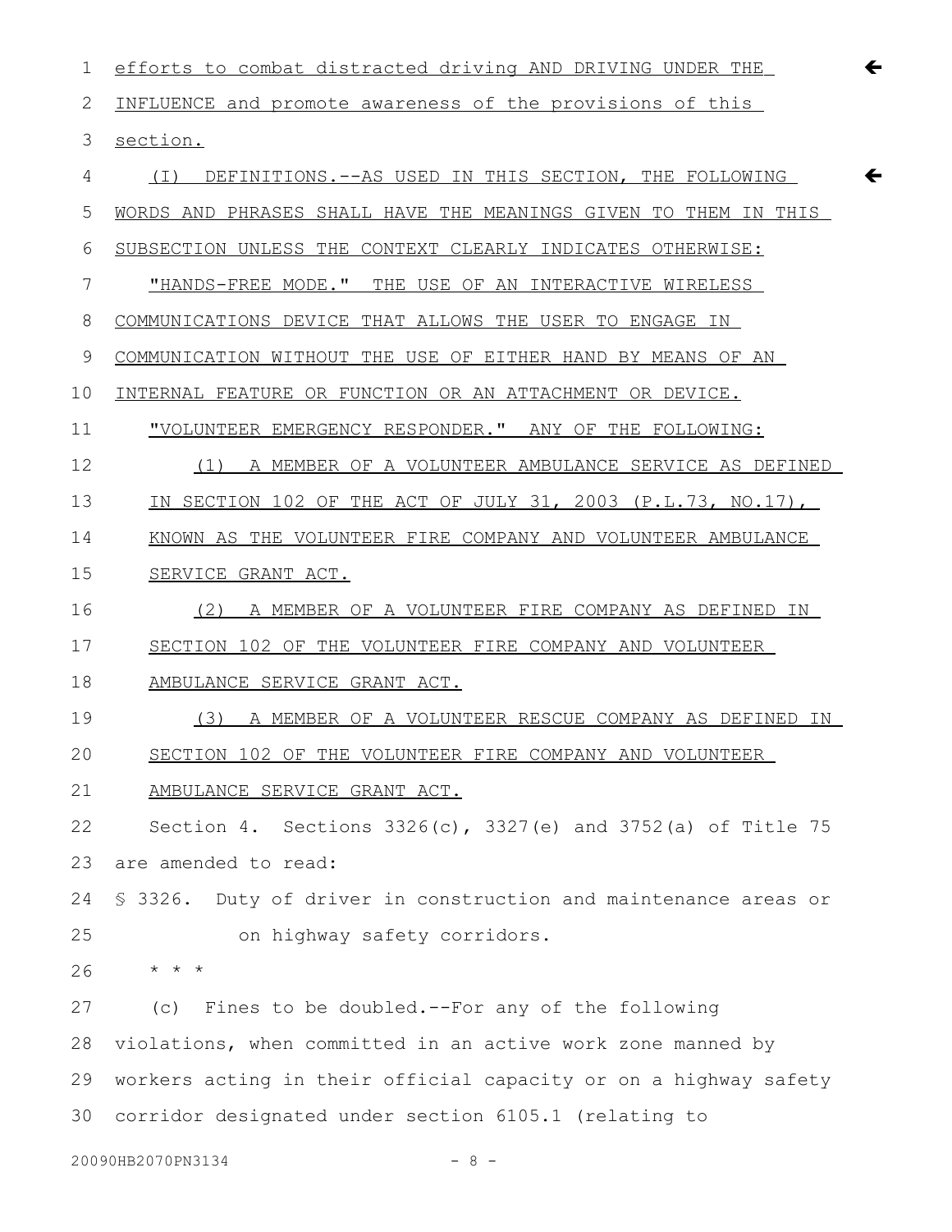efforts to combat distracted driving AND DRIVING UNDER THE INFLUENCE and promote awareness of the provisions of this section.

(I) DEFINITIONS.--AS USED IN THIS SECTION, THE FOLLOWING WORDS AND PHRASES SHALL HAVE THE MEANINGS GIVEN TO THEM IN THIS SUBSECTION UNLESS THE CONTEXT CLEARLY INDICATES OTHERWISE:

"HANDS-FREE MODE." THE USE OF AN INTERACTIVE WIRELESS COMMUNICATIONS DEVICE THAT ALLOWS THE USER TO ENGAGE IN COMMUNICATION WITHOUT THE USE OF EITHER HAND BY MEANS OF AN INTERNAL FEATURE OR FUNCTION OR AN ATTACHMENT OR DEVICE.

"VOLUNTEER EMERGENCY RESPONDER." ANY OF THE FOLLOWING:

(1) A MEMBER OF A VOLUNTEER AMBULANCE SERVICE AS DEFINED IN SECTION 102 OF THE ACT OF JULY 31, 2003 (P.L.73, NO.17), KNOWN AS THE VOLUNTEER FIRE COMPANY AND VOLUNTEER AMBULANCE SERVICE GRANT ACT.

(2) A MEMBER OF A VOLUNTEER FIRE COMPANY AS DEFINED IN SECTION 102 OF THE VOLUNTEER FIRE COMPANY AND VOLUNTEER AMBULANCE SERVICE GRANT ACT.

(3) A MEMBER OF A VOLUNTEER RESCUE COMPANY AS DEFINED IN SECTION 102 OF THE VOLUNTEER FIRE COMPANY AND VOLUNTEER AMBULANCE SERVICE GRANT ACT.

Section 4. Sections 3326(c), 3327(e) and 3752(a) of Title 75 are amended to read:

§ 3326. Duty of driver in construction and maintenance areas or on highway safety corridors.

* * *

(c) Fines to be doubled.--For any of the following violations, when committed in an active work zone manned by workers acting in their official capacity or on a highway safety corridor designated under section 6105.1 (relating to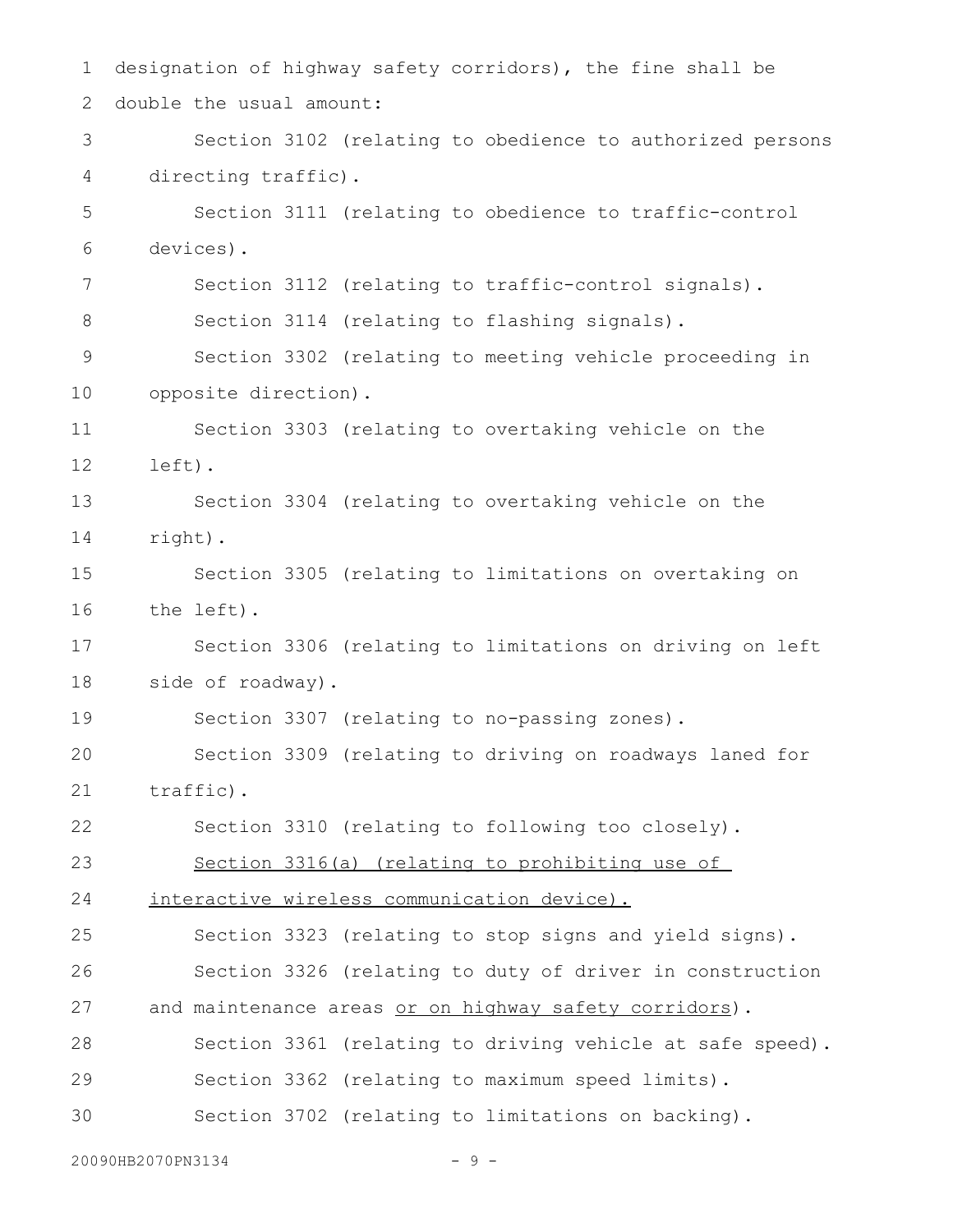designation of highway safety corridors), the fine shall be double the usual amount:

Section 3102 (relating to obedience to authorized persons directing traffic).

Section 3111 (relating to obedience to traffic-control devices).

Section 3112 (relating to traffic-control signals).

Section 3114 (relating to flashing signals).

Section 3302 (relating to meeting vehicle proceeding in opposite direction).

Section 3303 (relating to overtaking vehicle on the left).

Section 3304 (relating to overtaking vehicle on the right).

Section 3305 (relating to limitations on overtaking on the left).

Section 3306 (relating to limitations on driving on left side of roadway).

Section 3307 (relating to no-passing zones).

Section 3309 (relating to driving on roadways laned for traffic).

Section 3310 (relating to following too closely).

<u>Section 3316(a) (relating to prohibiting use of interactive wireless communication device).</u>

Section 3323 (relating to stop signs and yield signs).

Section 3326 (relating to duty of driver in construction and maintenance areas <u>or on highway safety corridors</u>).

Section 3361 (relating to driving vehicle at safe speed).

Section 3362 (relating to maximum speed limits).

Section 3702 (relating to limitations on backing).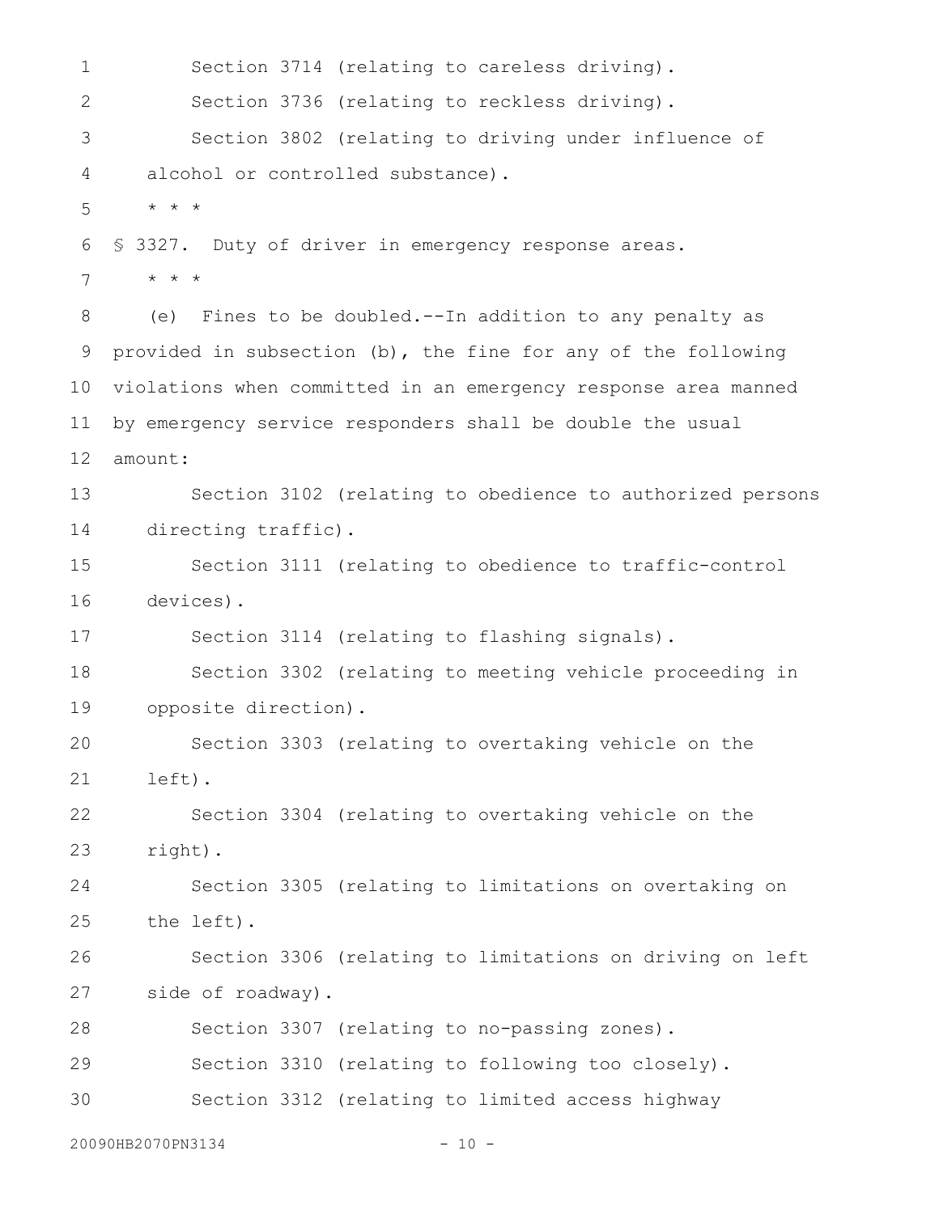Section 3714 (relating to careless driving).

Section 3736 (relating to reckless driving).

Section 3802 (relating to driving under influence of alcohol or controlled substance).

* * *

§ 3327. Duty of driver in emergency response areas.

* * *

(e) Fines to be doubled.--In addition to any penalty as provided in subsection (b), the fine for any of the following violations when committed in an emergency response area manned by emergency service responders shall be double the usual amount:

Section 3102 (relating to obedience to authorized persons directing traffic).

Section 3111 (relating to obedience to traffic-control devices).

Section 3114 (relating to flashing signals).

Section 3302 (relating to meeting vehicle proceeding in opposite direction).

Section 3303 (relating to overtaking vehicle on the left).

Section 3304 (relating to overtaking vehicle on the right).

Section 3305 (relating to limitations on overtaking on the left).

Section 3306 (relating to limitations on driving on left side of roadway).

Section 3307 (relating to no-passing zones).

Section 3310 (relating to following too closely).

Section 3312 (relating to limited access highway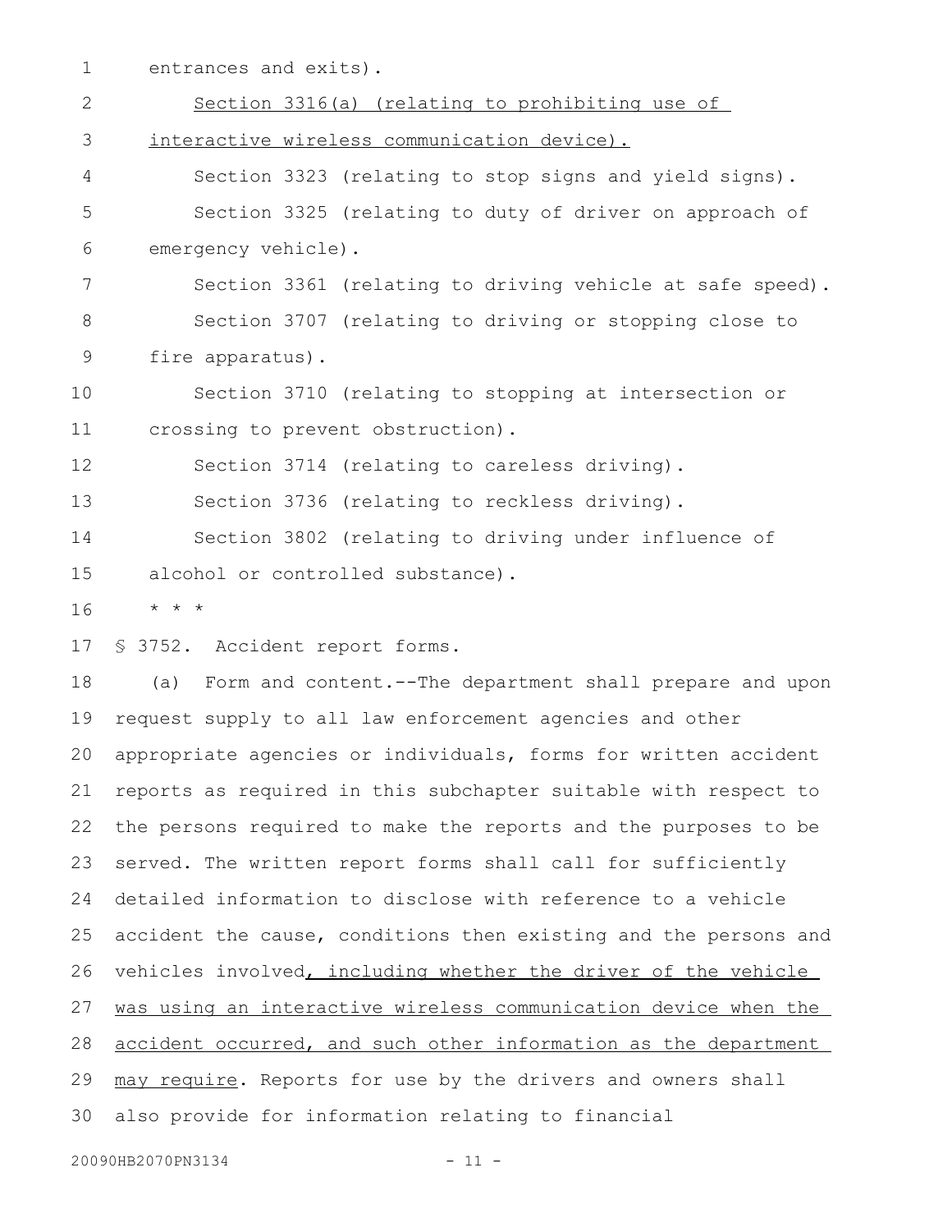entrances and exits).

<u>Section 3316(a) (relating to prohibiting use of interactive wireless communication device).</u>

Section 3323 (relating to stop signs and yield signs).

Section 3325 (relating to duty of driver on approach of emergency vehicle).

Section 3361 (relating to driving vehicle at safe speed).

Section 3707 (relating to driving or stopping close to fire apparatus).

Section 3710 (relating to stopping at intersection or crossing to prevent obstruction).

Section 3714 (relating to careless driving).

Section 3736 (relating to reckless driving).

Section 3802 (relating to driving under influence of alcohol or controlled substance).

* * *

§ 3752. Accident report forms.

(a) Form and content.--The department shall prepare and upon request supply to all law enforcement agencies and other appropriate agencies or individuals, forms for written accident reports as required in this subchapter suitable with respect to the persons required to make the reports and the purposes to be served. The written report forms shall call for sufficiently detailed information to disclose with reference to a vehicle accident the cause, conditions then existing and the persons and vehicles involved<u>, including whether the driver of the vehicle was using an interactive wireless communication device when the accident occurred, and such other information as the department may require</u>. Reports for use by the drivers and owners shall also provide for information relating to financial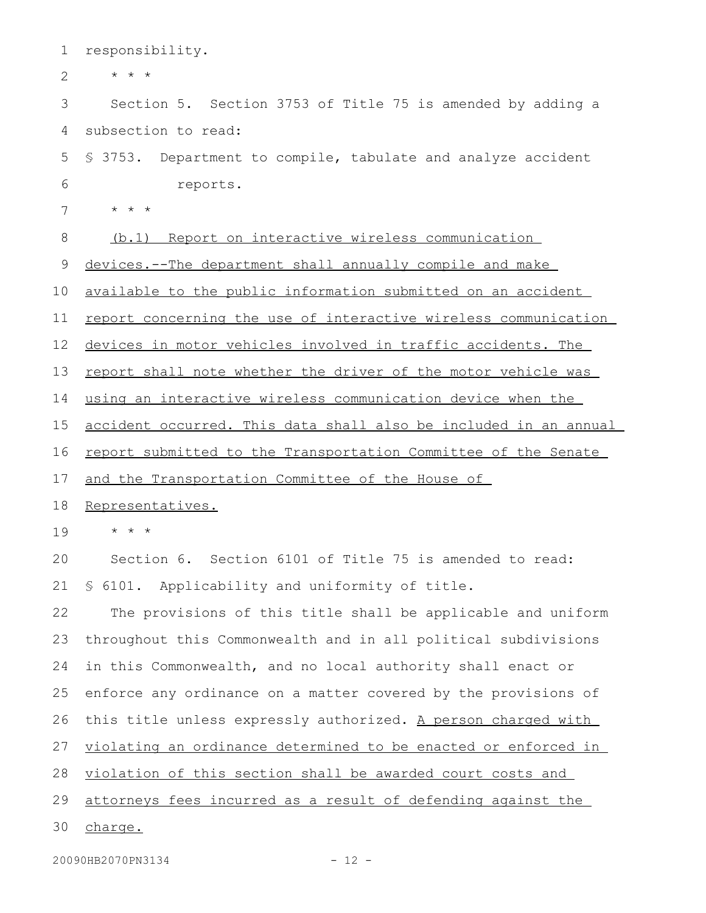responsibility.

\* \* \*

Section 5. Section 3753 of Title 75 is amended by adding a subsection to read:

§ 3753. Department to compile, tabulate and analyze accident reports.

\* \* \*

<u>(b.1) Report on interactive wireless communication devices.--The department shall annually compile and make available to the public information submitted on an accident report concerning the use of interactive wireless communication devices in motor vehicles involved in traffic accidents. The report shall note whether the driver of the motor vehicle was using an interactive wireless communication device when the accident occurred. This data shall also be included in an annual report submitted to the Transportation Committee of the Senate and the Transportation Committee of the House of Representatives.</u>

\* \* \*

Section 6. Section 6101 of Title 75 is amended to read:

§ 6101. Applicability and uniformity of title.

The provisions of this title shall be applicable and uniform throughout this Commonwealth and in all political subdivisions in this Commonwealth, and no local authority shall enact or enforce any ordinance on a matter covered by the provisions of this title unless expressly authorized. <u>A person charged with violating an ordinance determined to be enacted or enforced in violation of this section shall be awarded court costs and attorneys fees incurred as a result of defending against the charge.</u>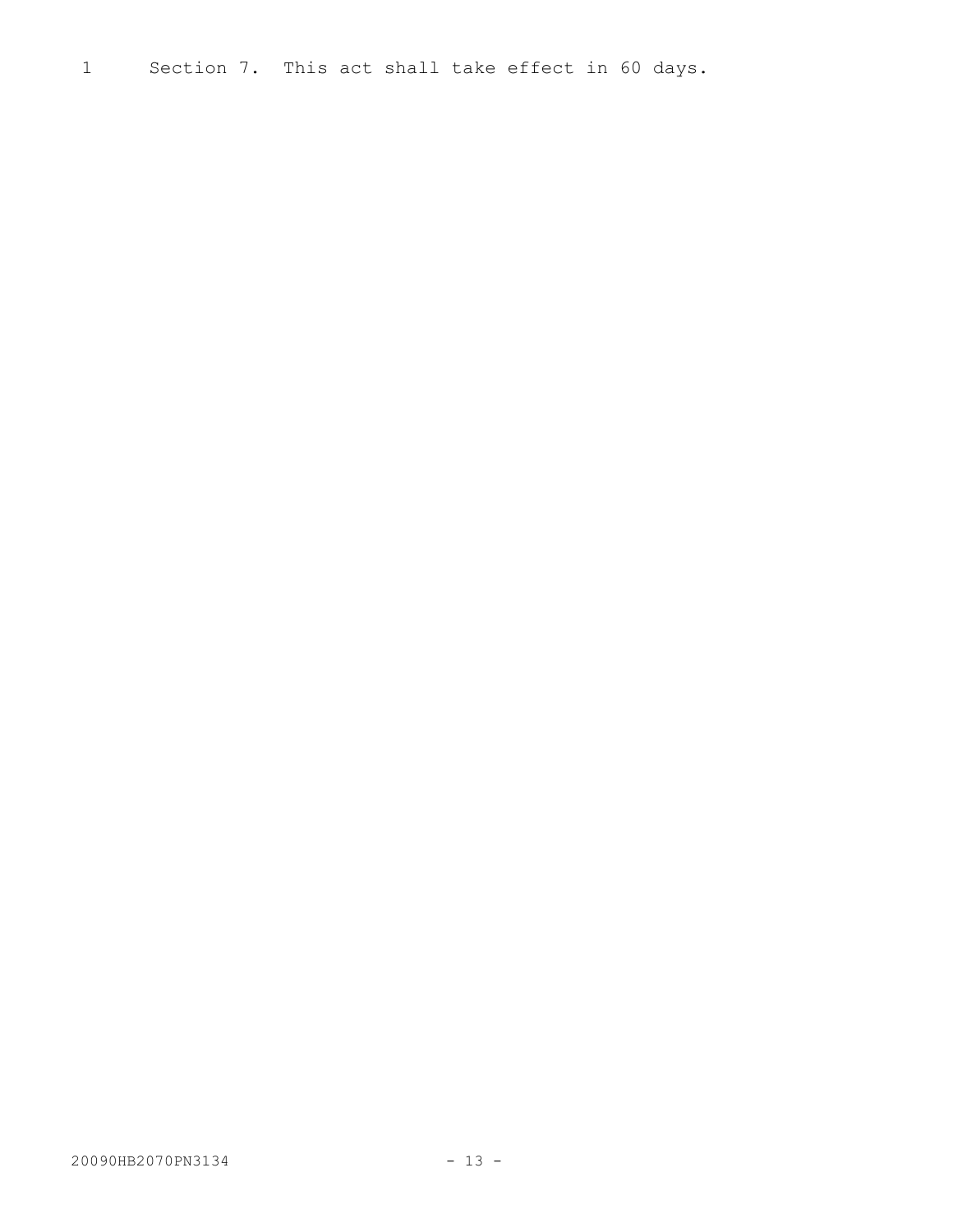Section 7. This act shall take effect in 60 days.